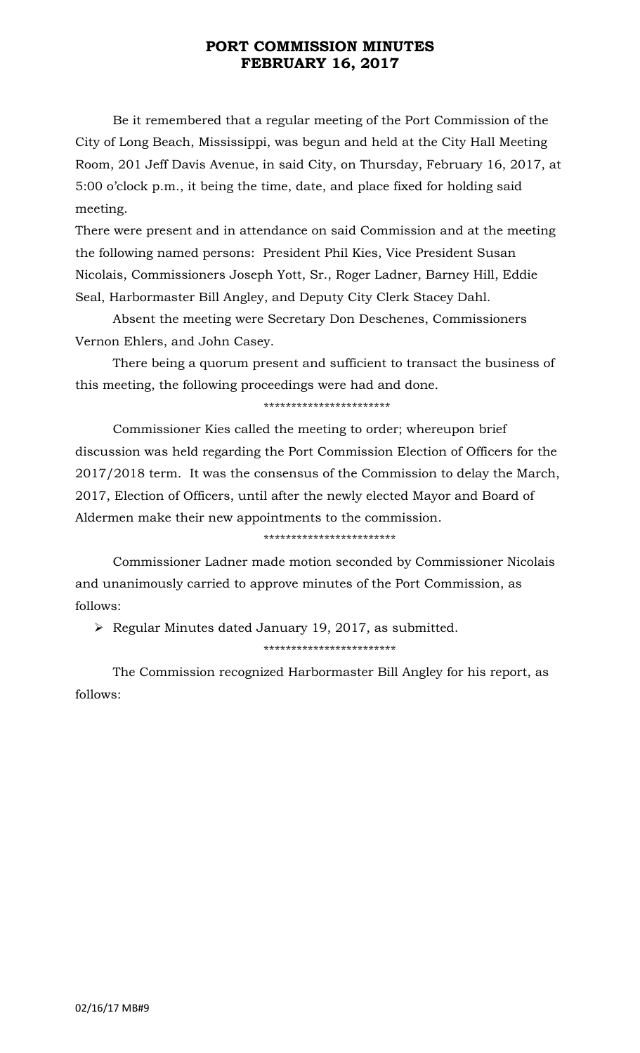# PORT COMMISSION MINUTES
# FEBRUARY 16, 2017

Be it remembered that a regular meeting of the Port Commission of the City of Long Beach, Mississippi, was begun and held at the City Hall Meeting Room, 201 Jeff Davis Avenue, in said City, on Thursday, February 16, 2017, at 5:00 o'clock p.m., it being the time, date, and place fixed for holding said meeting.

There were present and in attendance on said Commission and at the meeting the following named persons: President Phil Kies, Vice President Susan Nicolais, Commissioners Joseph Yott, Sr., Roger Ladner, Barney Hill, Eddie Seal, Harbormaster Bill Angley, and Deputy City Clerk Stacey Dahl.

Absent the meeting were Secretary Don Deschenes, Commissioners Vernon Ehlers, and John Casey.

There being a quorum present and sufficient to transact the business of this meeting, the following proceedings were had and done.

***********************

Commissioner Kies called the meeting to order; whereupon brief discussion was held regarding the Port Commission Election of Officers for the 2017/2018 term. It was the consensus of the Commission to delay the March, 2017, Election of Officers, until after the newly elected Mayor and Board of Aldermen make their new appointments to the commission.

************************

Commissioner Ladner made motion seconded by Commissioner Nicolais and unanimously carried to approve minutes of the Port Commission, as follows:

- Regular Minutes dated January 19, 2017, as submitted.

************************

The Commission recognized Harbormaster Bill Angley for his report, as follows: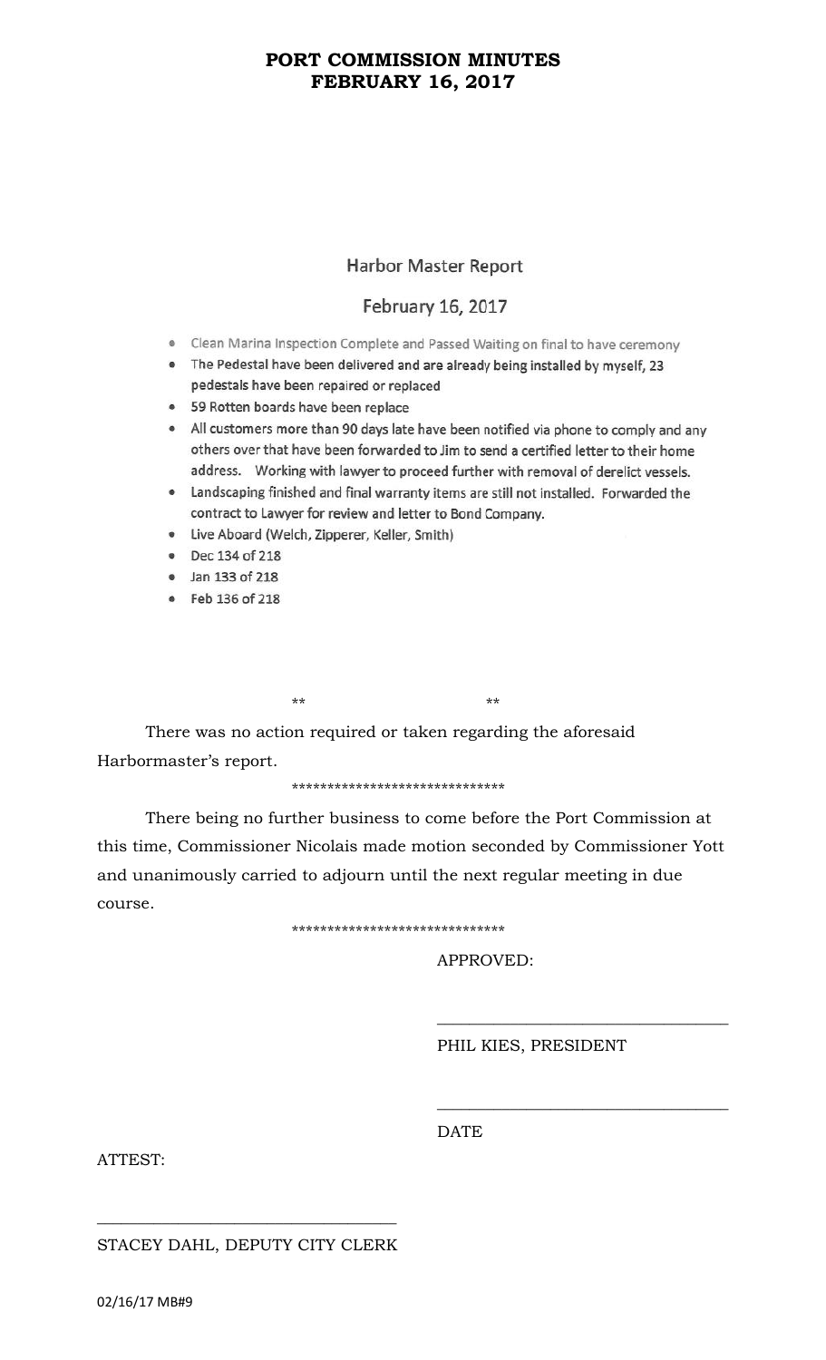# PORT COMMISSION MINUTES
# FEBRUARY 16, 2017

## Harbor Master Report

### February 16, 2017

- Clean Marina Inspection Complete and Passed Waiting on final to have ceremony
- The Pedestal have been delivered and are already being installed by myself, 23 pedestals have been repaired or replaced
- 59 Rotten boards have been replace
- All customers more than 90 days late have been notified via phone to comply and any others over that have been forwarded to Jim to send a certified letter to their home address. Working with lawyer to proceed further with removal of derelict vessels.
- Landscaping finished and final warranty items are still not installed. Forwarded the contract to Lawyer for review and letter to Bond Company.
- Live Aboard (Welch, Zipperer, Keller, Smith)
- Dec 134 of 218
- Jan 133 of 218
- Feb 136 of 218

** **

There was no action required or taken regarding the aforesaid Harbormaster's report.

******************************

There being no further business to come before the Port Commission at this time, Commissioner Nicolais made motion seconded by Commissioner Yott and unanimously carried to adjourn until the next regular meeting in due course.

******************************

APPROVED:

\_\_\_\_\_\_\_\_\_\_\_\_\_\_\_\_\_\_\_\_\_\_\_\_\_\_\_\_\_\_\_\_

PHIL KIES, PRESIDENT

\_\_\_\_\_\_\_\_\_\_\_\_\_\_\_\_\_\_\_\_\_\_\_\_\_\_\_\_\_\_\_\_

DATE

ATTEST:

\_\_\_\_\_\_\_\_\_\_\_\_\_\_\_\_\_\_\_\_\_\_\_\_\_\_\_\_\_\_\_\_

STACEY DAHL, DEPUTY CITY CLERK

02/16/17 MB#9